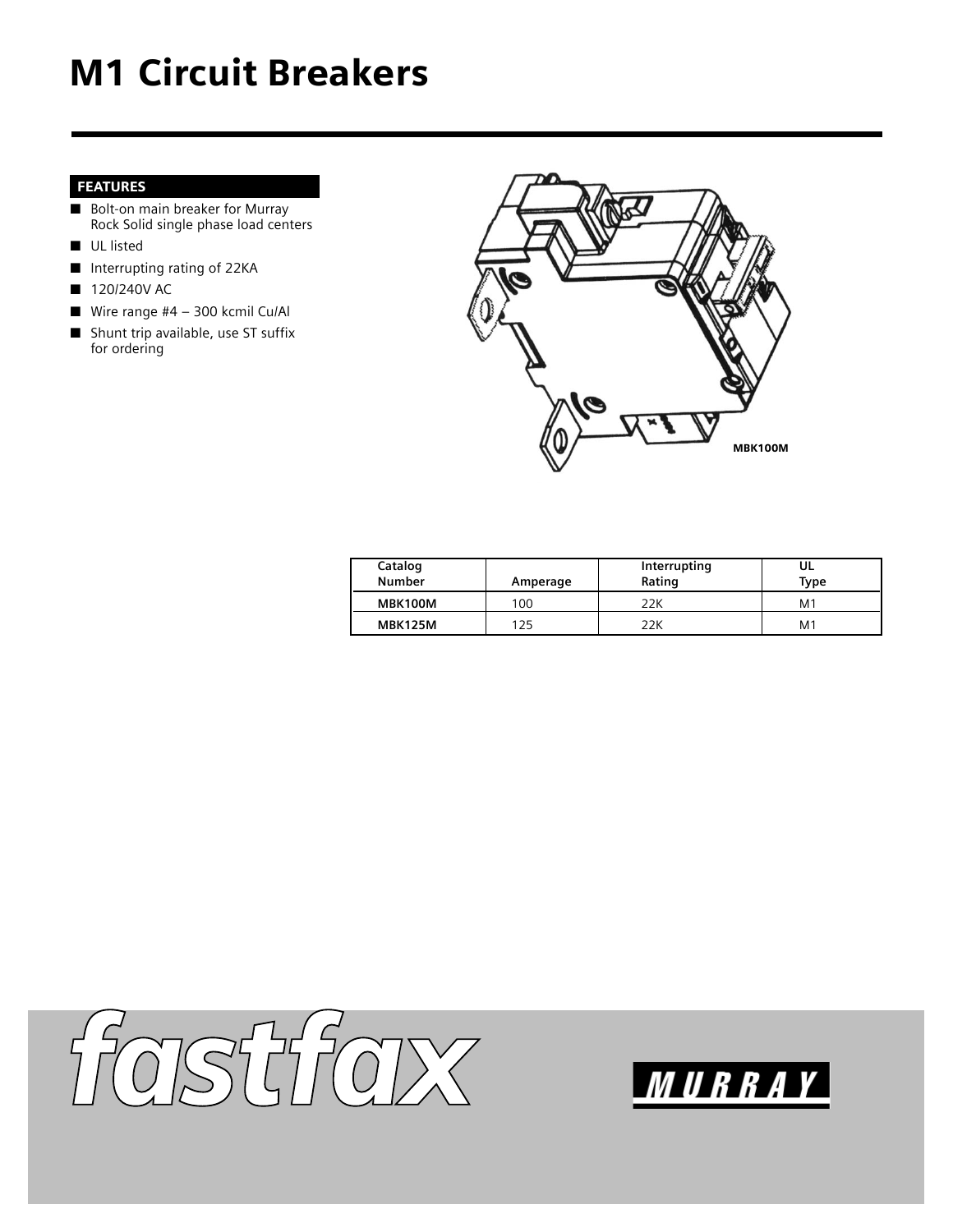# M1 Circuit Breakers

## FEATURES

- Bolt-on main breaker for Murray Rock Solid single phase load centers
- UL listed
- Interrupting rating of 22KA
- 120/240V AC
- Wire range #4 – 300 kcmil Cu/Al
- Shunt trip available, use ST suffix for ordering

MBK100M

| Catalog Number | Amperage | Interrupting Rating | UL Type |
|---|---|---|---|
| **MBK100M** | 100 | 22K | M1 |
| **MBK125M** | 125 | 22K | M1 |

fastfax

MURRAY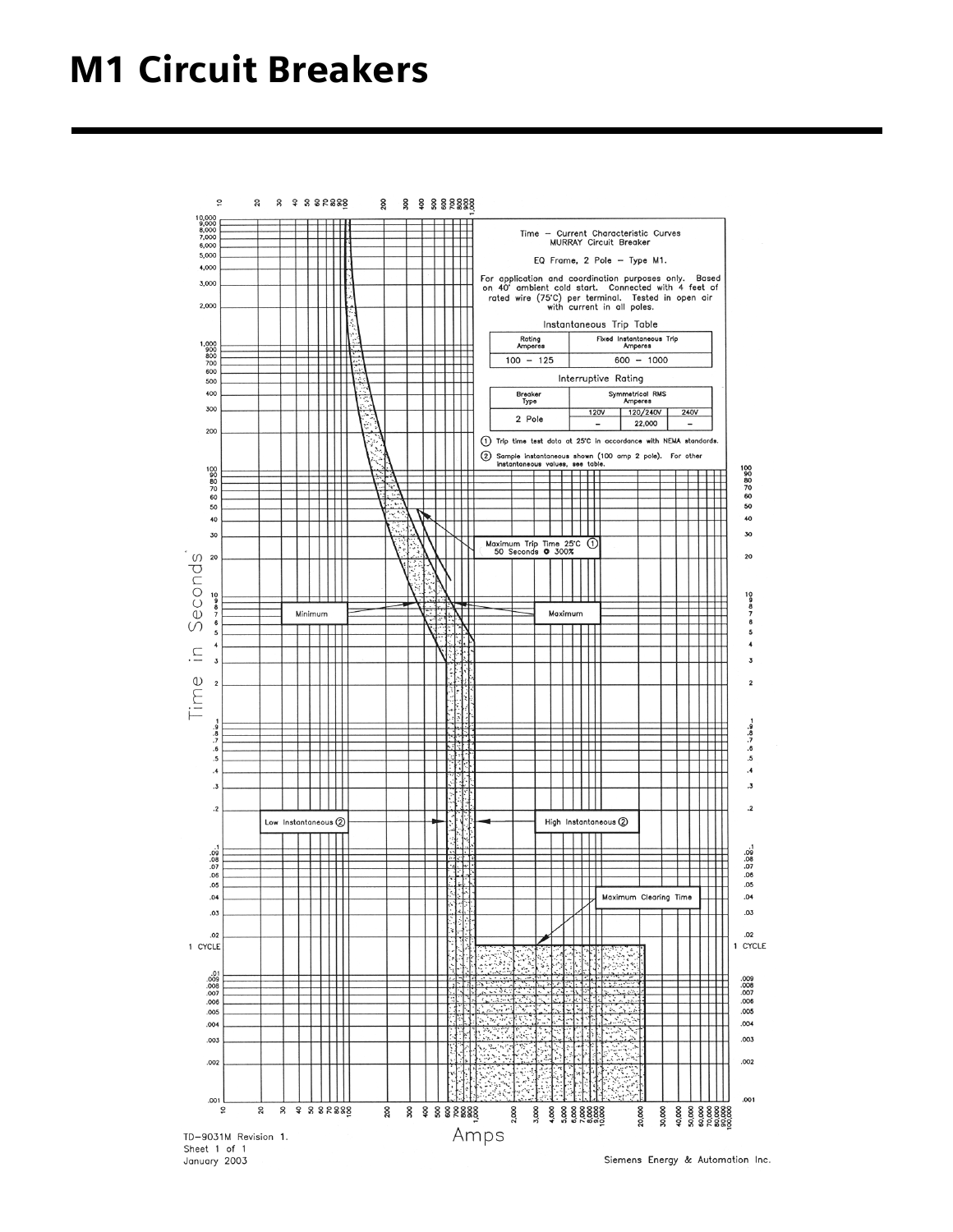# M1 Circuit Breakers

Time — Current Characteristic Curves
MURRAY Circuit Breaker

EQ Frame, 2 Pole — Type M1.

For application and coordination purposes only. Based on 40° ambient cold start. Connected with 4 feet of rated wire (75°C) per terminal. Tested in open air with current in all poles.

Instantaneous Trip Table

| Rating Amperes | Fixed Instantaneous Trip Amperes |
| --- | --- |
| 100 – 125 | 600 – 1000 |

Interruptive Rating

| Breaker Type | Symmetrical RMS Amperes | | |
| --- | --- | --- | --- |
| | 120V | 120/240V | 240V |
| 2 Pole | – | 22,000 | – |

① Trip time test data at 25°C in accordance with NEMA standards.

② Sample instantaneous shown (100 amp 2 pole). For other instantaneous values, see table.

Maximum Trip Time 25°C ①
50 Seconds @ 300%

Minimum

Maximum

Low Instantaneous ②

High Instantaneous ②

Maximum Clearing Time

1 CYCLE

Time in Seconds

Amps

TD-9031M Revision 1.
Sheet 1 of 1
January 2003

Siemens Energy & Automation Inc.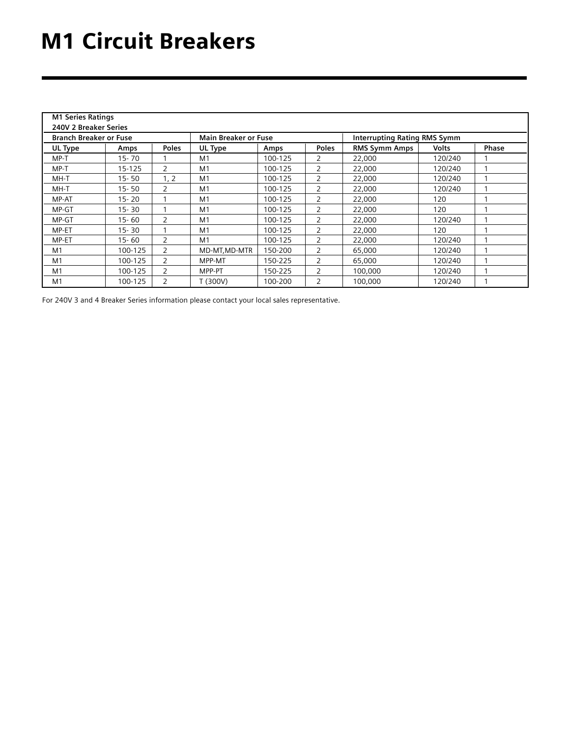# M1 Circuit Breakers

| M1 Series Ratings<br>240V 2 Breaker Series | | | | | | | | |
|---|---|---|---|---|---|---|---|---|
| Branch Breaker or Fuse | | | Main Breaker or Fuse | | | Interrupting Rating RMS Symm | | |
| UL Type | Amps | Poles | UL Type | Amps | Poles | RMS Symm Amps | Volts | Phase |
| MP-T | 15- 70 | 1 | M1 | 100-125 | 2 | 22,000 | 120/240 | 1 |
| MP-T | 15-125 | 2 | M1 | 100-125 | 2 | 22,000 | 120/240 | 1 |
| MH-T | 15- 50 | 1, 2 | M1 | 100-125 | 2 | 22,000 | 120/240 | 1 |
| MH-T | 15- 50 | 2 | M1 | 100-125 | 2 | 22,000 | 120/240 | 1 |
| MP-AT | 15- 20 | 1 | M1 | 100-125 | 2 | 22,000 | 120 | 1 |
| MP-GT | 15- 30 | 1 | M1 | 100-125 | 2 | 22,000 | 120 | 1 |
| MP-GT | 15- 60 | 2 | M1 | 100-125 | 2 | 22,000 | 120/240 | 1 |
| MP-ET | 15- 30 | 1 | M1 | 100-125 | 2 | 22,000 | 120 | 1 |
| MP-ET | 15- 60 | 2 | M1 | 100-125 | 2 | 22,000 | 120/240 | 1 |
| M1 | 100-125 | 2 | MD-MT,MD-MTR | 150-200 | 2 | 65,000 | 120/240 | 1 |
| M1 | 100-125 | 2 | MPP-MT | 150-225 | 2 | 65,000 | 120/240 | 1 |
| M1 | 100-125 | 2 | MPP-PT | 150-225 | 2 | 100,000 | 120/240 | 1 |
| M1 | 100-125 | 2 | T (300V) | 100-200 | 2 | 100,000 | 120/240 | 1 |

For 240V 3 and 4 Breaker Series information please contact your local sales representative.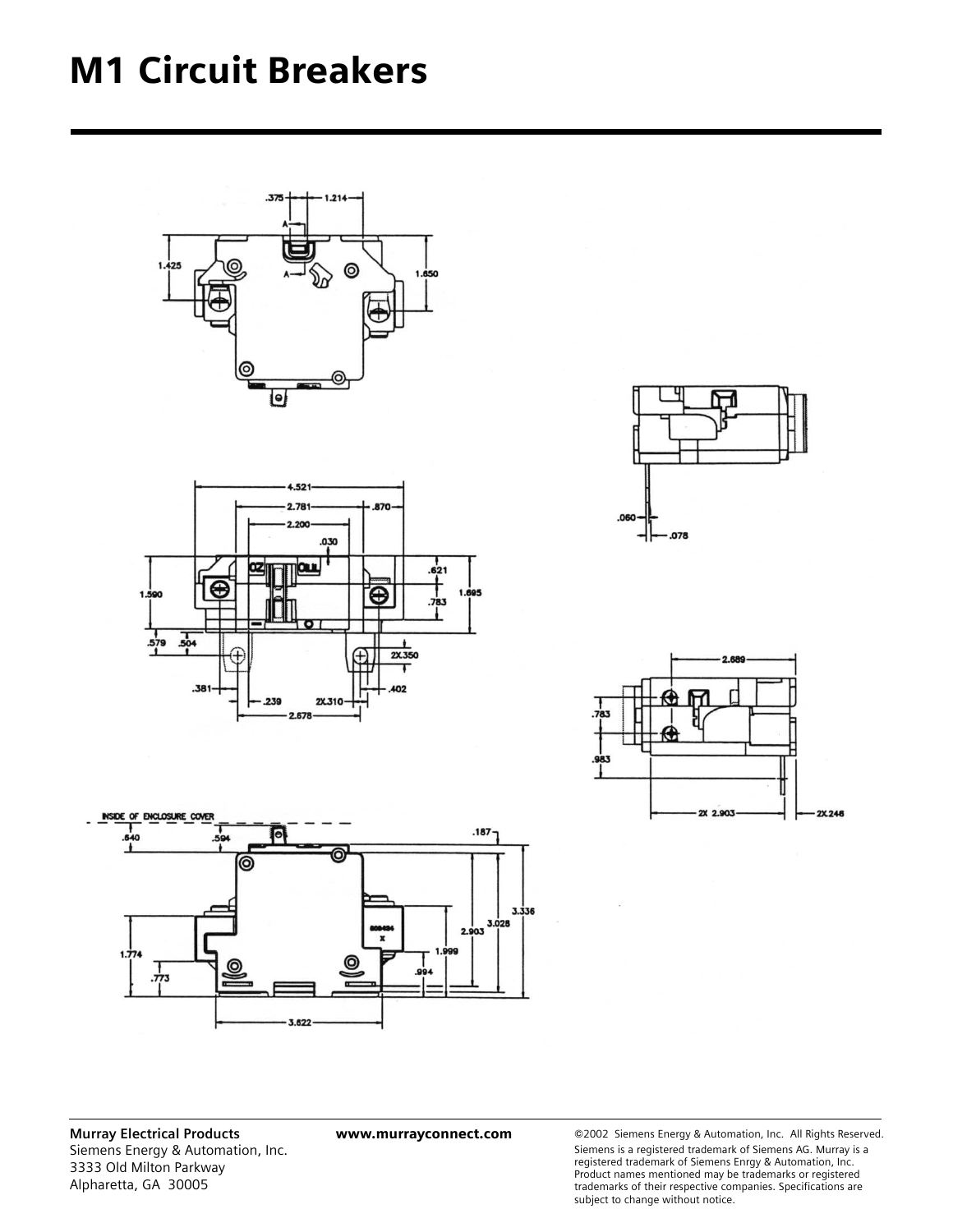# M1 Circuit Breakers

.375
1.214
A
A
1.425
1.650

4.521
2.781
.870
2.200
.030
.621
1.590
1.695
.783
.579
.504
2X.350
.381
.239
2X.310
.402
2.678

.060
.078

2.689
.783
.983
2X 2.903
2X.246

INSIDE OF ENCLOSURE COVER
.640
.594
.187
1.774
.773
2.903
3.028
3.336
1.999
.994
3.622

**Murray Electrical Products**
Siemens Energy & Automation, Inc.
3333 Old Milton Parkway
Alpharetta, GA 30005

**www.murrayconnect.com**

©2002 Siemens Energy & Automation, Inc. All Rights Reserved.
Siemens is a registered trademark of Siemens AG. Murray is a registered trademark of Siemens Enrgy & Automation, Inc. Product names mentioned may be trademarks or registered trademarks of their respective companies. Specifications are subject to change without notice.